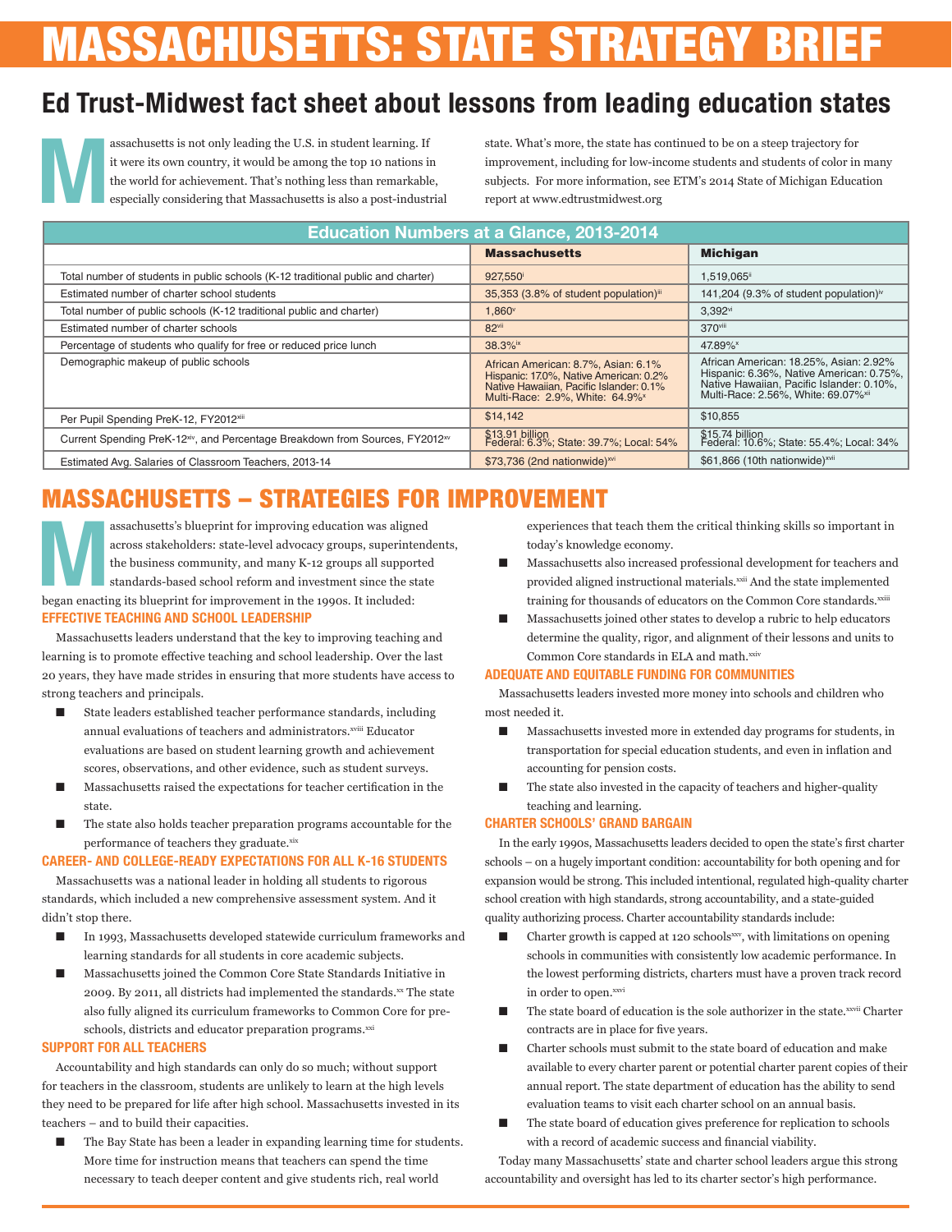# MASSACHUSETTS: STATE STRATEGY BRIEF

## Ed Trust-Midwest fact sheet about lessons from leading education states

Massachusetts is not only leading the U.S. in student learning. If it were its own country, it would be among the top 10 nations in the world for achievement. That's nothing less than remarkable, especially considering that Massachusetts is also a post-industrial state. What's more, the state has continued to be on a steep trajectory for improvement, including for low-income students and students of color in many subjects. For more information, see ETM's 2014 State of Michigan Education report at www.edtrustmidwest.org

| Education Numbers at a Glance, 2013-2014 | Massachusetts | Michigan |
|---|---|---|
| Total number of students in public schools (K-12 traditional public and charter) | 927,550[i] | 1,519,065[ii] |
| Estimated number of charter school students | 35,353 (3.8% of student population)[iii] | 141,204 (9.3% of student population)[iv] |
| Total number of public schools (K-12 traditional public and charter) | 1,860[v] | 3,392[vi] |
| Estimated number of charter schools | 82[vii] | 370[viii] |
| Percentage of students who qualify for free or reduced price lunch | 38.3%[ix] | 47.89%[x] |
| Demographic makeup of public schools | African American: 8.7%, Asian: 6.1% Hispanic: 17.0%, Native American: 0.2% Native Hawaiian, Pacific Islander: 0.1% Multi-Race: 2.9%, White: 64.9%[x] | African American: 18.25%, Asian: 2.92% Hispanic: 6.36%, Native American: 0.75%, Native Hawaiian, Pacific Islander: 0.10%, Multi-Race: 2.56%, White: 69.07%[xii] |
| Per Pupil Spending PreK-12, FY2012[xiii] | $14,142 | $10,855 |
| Current Spending PreK-12[xiv], and Percentage Breakdown from Sources, FY2012[xv] | $13.91 billion Federal: 6.3%; State: 39.7%; Local: 54% | $15.74 billion Federal: 10.6%; State: 55.4%; Local: 34% |
| Estimated Avg. Salaries of Classroom Teachers, 2013-14 | $73,736 (2nd nationwide)[xvi] | $61,866 (10th nationwide)[xvii] |

## MASSACHUSETTS – STRATEGIES FOR IMPROVEMENT

Massachusetts's blueprint for improving education was aligned across stakeholders: state-level advocacy groups, superintendents, the business community, and many K-12 groups all supported standards-based school reform and investment since the state began enacting its blueprint for improvement in the 1990s. It included:

### EFFECTIVE TEACHING AND SCHOOL LEADERSHIP

Massachusetts leaders understand that the key to improving teaching and learning is to promote effective teaching and school leadership. Over the last 20 years, they have made strides in ensuring that more students have access to strong teachers and principals.

- State leaders established teacher performance standards, including annual evaluations of teachers and administrators.[xviii] Educator evaluations are based on student learning growth and achievement scores, observations, and other evidence, such as student surveys.
- Massachusetts raised the expectations for teacher certification in the state.
- The state also holds teacher preparation programs accountable for the performance of teachers they graduate.[xix]

### CAREER- AND COLLEGE-READY EXPECTATIONS FOR ALL K-16 STUDENTS

Massachusetts was a national leader in holding all students to rigorous standards, which included a new comprehensive assessment system. And it didn't stop there.

- In 1993, Massachusetts developed statewide curriculum frameworks and learning standards for all students in core academic subjects.
- Massachusetts joined the Common Core State Standards Initiative in 2009. By 2011, all districts had implemented the standards.[xx] The state also fully aligned its curriculum frameworks to Common Core for pre-schools, districts and educator preparation programs.[xxi]

### SUPPORT FOR ALL TEACHERS

Accountability and high standards can only do so much; without support for teachers in the classroom, students are unlikely to learn at the high levels they need to be prepared for life after high school. Massachusetts invested in its teachers – and to build their capacities.

- The Bay State has been a leader in expanding learning time for students. More time for instruction means that teachers can spend the time necessary to teach deeper content and give students rich, real world experiences that teach them the critical thinking skills so important in today's knowledge economy.
- Massachusetts also increased professional development for teachers and provided aligned instructional materials.[xxii] And the state implemented training for thousands of educators on the Common Core standards.[xxiii]
- Massachusetts joined other states to develop a rubric to help educators determine the quality, rigor, and alignment of their lessons and units to Common Core standards in ELA and math.[xxiv]

### ADEQUATE AND EQUITABLE FUNDING FOR COMMUNITIES

Massachusetts leaders invested more money into schools and children who most needed it.

- Massachusetts invested more in extended day programs for students, in transportation for special education students, and even in inflation and accounting for pension costs.
- The state also invested in the capacity of teachers and higher-quality teaching and learning.

### CHARTER SCHOOLS' GRAND BARGAIN

In the early 1990s, Massachusetts leaders decided to open the state's first charter schools – on a hugely important condition: accountability for both opening and for expansion would be strong. This included intentional, regulated high-quality charter school creation with high standards, strong accountability, and a state-guided quality authorizing process. Charter accountability standards include:

- Charter growth is capped at 120 schools[xxv], with limitations on opening schools in communities with consistently low academic performance. In the lowest performing districts, charters must have a proven track record in order to open.[xxvi]
- The state board of education is the sole authorizer in the state.[xxvii] Charter contracts are in place for five years.
- Charter schools must submit to the state board of education and make available to every charter parent or potential charter parent copies of their annual report. The state department of education has the ability to send evaluation teams to visit each charter school on an annual basis.
- The state board of education gives preference for replication to schools with a record of academic success and financial viability.

Today many Massachusetts' state and charter school leaders argue this strong accountability and oversight has led to its charter sector's high performance.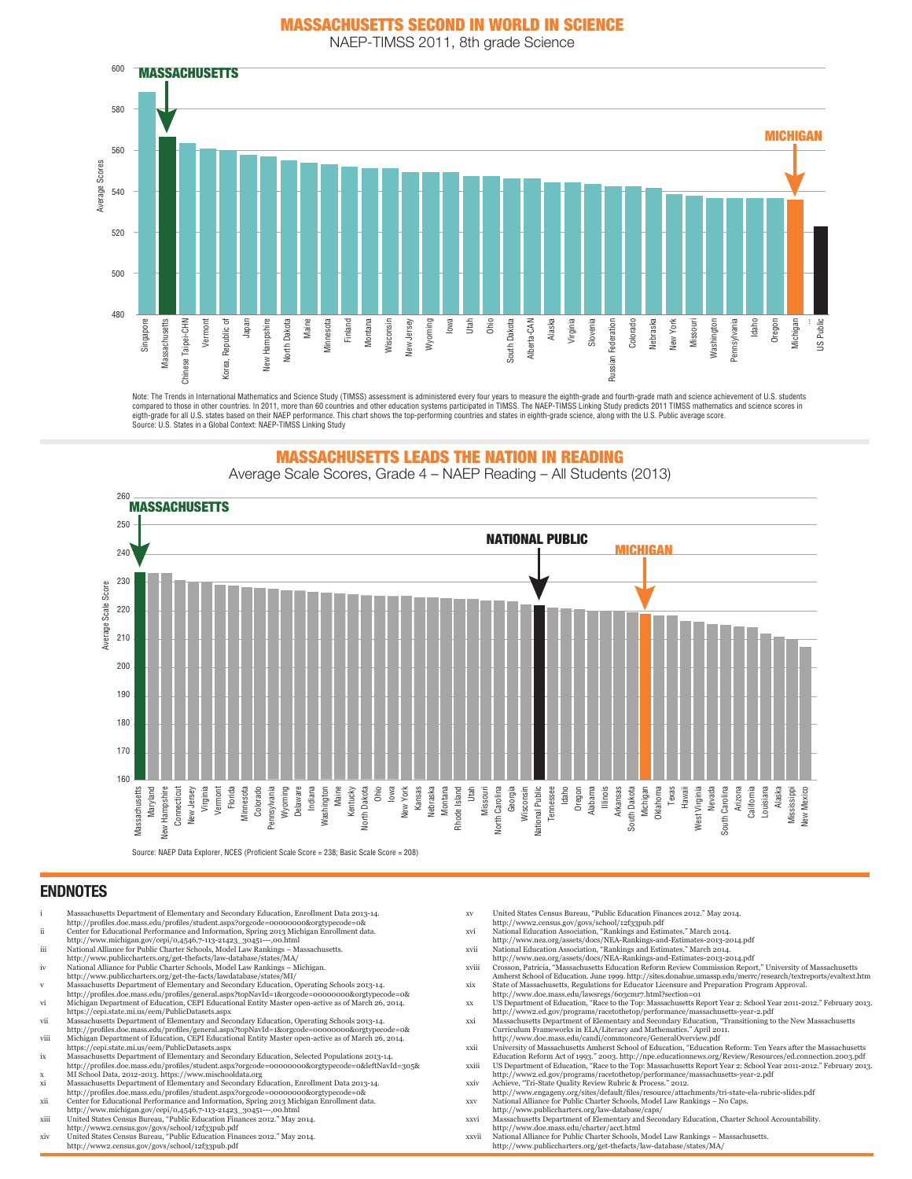## MASSACHUSETTS SECOND IN WORLD IN SCIENCE

NAEP-TIMSS 2011, 8th grade Science

MASSACHUSETTS

MICHIGAN

Average Scores

600
580
560
540
520
500
480

Singapore, Massachusetts, Chinese Taipei-CHN, Vermont, Korea, Republic of, Japan, New Hampshire, North Dakota, Maine, Minnesota, Finland, Montana, Wisconsin, New Jersey, Wyoming, Iowa, Utah, Ohio, South Dakota, Alberta-CAN, Alaska, Virginia, Slovenia, Russian Federation, Colorado, Nebraska, New York, Missouri, Washington, Pennsylvania, Idaho, Oregon, Michigan, ..., US Public

Note: The Trends in International Mathematics and Science Study (TIMSS) assessment is administered every four years to measure the eighth-grade and fourth-grade math and science achievement of U.S. students compared to those in other countries. In 2011, more than 60 countries and other education systems participated in TIMSS. The NAEP-TIMSS Linking Study predicts 2011 TIMSS mathematics and science scores in eigth-grade for all U.S. states based on their NAEP performance. This chart shows the top-performing countries and states in eighth-grade science, along with the U.S. Public average score.
Source: U.S. States in a Global Context: NAEP-TIMSS Linking Study

## MASSACHUSETTS LEADS THE NATION IN READING

Average Scale Scores, Grade 4 – NAEP Reading – All Students (2013)

MASSACHUSETTS

NATIONAL PUBLIC

MICHIGAN

Average Scale Score

260
250
240
230
220
210
200
190
180
170
160

Massachusetts, Maryland, New Hampshire, Connecticut, New Jersey, Virginia, Vermont, Florida, Minnesota, Colorado, Pennsylvania, Wyoming, Delaware, Indiana, Washington, Maine, Kentucky, North Dakota, Ohio, Iowa, New York, Kansas, Nebraska, Montana, Rhode Island, Utah, Missouri, North Carolina, Georgia, Wisconsin, National Public, Tennessee, Idaho, Oregon, Alabama, Illinois, Arkansas, South Dakota, Michigan, Oklahoma, Texas, Hawaii, West Virginia, Nevada, South Carolina, Arizona, California, Louisiana, Alaska, Mississippi, New Mexico

Source: NAEP Data Explorer, NCES (Proficient Scale Score = 238; Basic Scale Score = 208)

## ENDNOTES

i Massachusetts Department of Elementary and Secondary Education, Enrollment Data 2013-14. http://profiles.doe.mass.edu/profiles/student.aspx?orgcode=00000000&orgtypecode=0&

ii Center for Educational Performance and Information, Spring 2013 Michigan Enrollment data. http://www.michigan.gov/cepi/0,4546,7-113-21423_30451---,00.html

iii National Alliance for Public Charter Schools, Model Law Rankings – Massachusetts. http://www.publiccharters.org/get-thefacts/law-database/states/MA/

iv National Alliance for Public Charter Schools, Model Law Rankings – Michigan. http://www.publiccharters.org/get-the-facts/lawdatabase/states/MI/

v Massachusetts Department of Elementary and Secondary Education, Operating Schools 2013-14. http://profiles.doe.mass.edu/profiles/general.aspx?topNavId=1&orgcode=00000000&orgtypecode=0&

vi Michigan Department of Education, CEPI Educational Entity Master open-active as of March 26, 2014. https://cepi.state.mi.us/eem/PublicDatasets.aspx

vii Massachusetts Department of Elementary and Secondary Education, Operating Schools 2013-14. http://profiles.doe.mass.edu/profiles/general.aspx?topNavId=1&orgcode=00000000&orgtypecode=0&

viii Michigan Department of Education, CEPI Educational Entity Master open-active as of March 26, 2014. https://cepi.state.mi.us/eem/PublicDatasets.aspx

ix Massachusetts Department of Elementary and Secondary Education, Selected Populations 2013-14. http://profiles.doe.mass.edu/profiles/student.aspx?orgcode=00000000&orgtypecode=0&leftNavId=305&

x MI School Data, 2012-2013. https://www.mischooldata.org

xi Massachusetts Department of Elementary and Secondary Education, Enrollment Data 2013-14. http://profiles.doe.mass.edu/profiles/student.aspx?orgcode=00000000&orgtypecode=0&

xii Center for Educational Performance and Information, Spring 2013 Michigan Enrollment data. http://www.michigan.gov/cepi/0,4546,7-113-21423_30451---,00.html

xiii United States Census Bureau, "Public Education Finances 2012." May 2014. http://www2.census.gov/govs/school/12f33pub.pdf

xiv United States Census Bureau, "Public Education Finances 2012." May 2014. http://www2.census.gov/govs/school/12f33pub.pdf

xv United States Census Bureau, "Public Education Finances 2012." May 2014. http://www2.census.gov/govs/school/12f33pub.pdf

xvi National Education Association, "Rankings and Estimates." March 2014. http://www.nea.org/assets/docs/NEA-Rankings-and-Estimates-2013-2014.pdf

xvii National Education Association, "Rankings and Estimates." March 2014. http://www.nea.org/assets/docs/NEA-Rankings-and-Estimates-2013-2014.pdf

xviii Crosson, Patricia, "Massachusetts Education Reform Review Commission Report," University of Massachusetts Amherst School of Education. June 1999. http://sites.donahue.umassp.edu/merrc/research/textreports/evaltext.htm

xix State of Massachusetts, Regulations for Educator Licensure and Preparation Program Approval. http://www.doe.mass.edu/lawsregs/603cmr7.html?section=01

xx US Department of Education, "Race to the Top: Massachusetts Report Year 2: School Year 2011-2012." February 2013. http://www2.ed.gov/programs/racetothetop/performance/massachusetts-year-2.pdf

xxi Massachusetts Department of Elementary and Secondary Education, "Transitioning to the New Massachusetts Curriculum Frameworks in ELA/Literacy and Mathematics." April 2011. http://www.doe.mass.edu/candi/commoncore/GeneralOverview.pdf

xxii University of Massachusetts Amherst School of Education, "Education Reform: Ten Years after the Massachusetts Education Reform Act of 1993." 2003. http://npe.educationnews.org/Review/Resources/ed.connection.2003.pdf

xxiii US Department of Education, "Race to the Top: Massachusetts Report Year 2: School Year 2011-2012." February 2013. http://www2.ed.gov/programs/racetothetop/performance/massachusetts-year-2.pdf

xxiv Achieve, "Tri-State Quality Review Rubric & Process." 2012. http://www.engageny.org/sites/default/files/resource/attachments/tri-state-ela-rubric-slides.pdf

xxv National Alliance for Public Charter Schools, Model Law Rankings – No Caps. http://www.publiccharters.org/law-database/caps/

xxvi Massachusetts Department of Elementary and Secondary Education, Charter School Accountability. http://www.doe.mass.edu/charter/acct.html

xxvii National Alliance for Public Charter Schools, Model Law Rankings – Massachusetts. http://www.publiccharters.org/get-thefacts/law-database/states/MA/